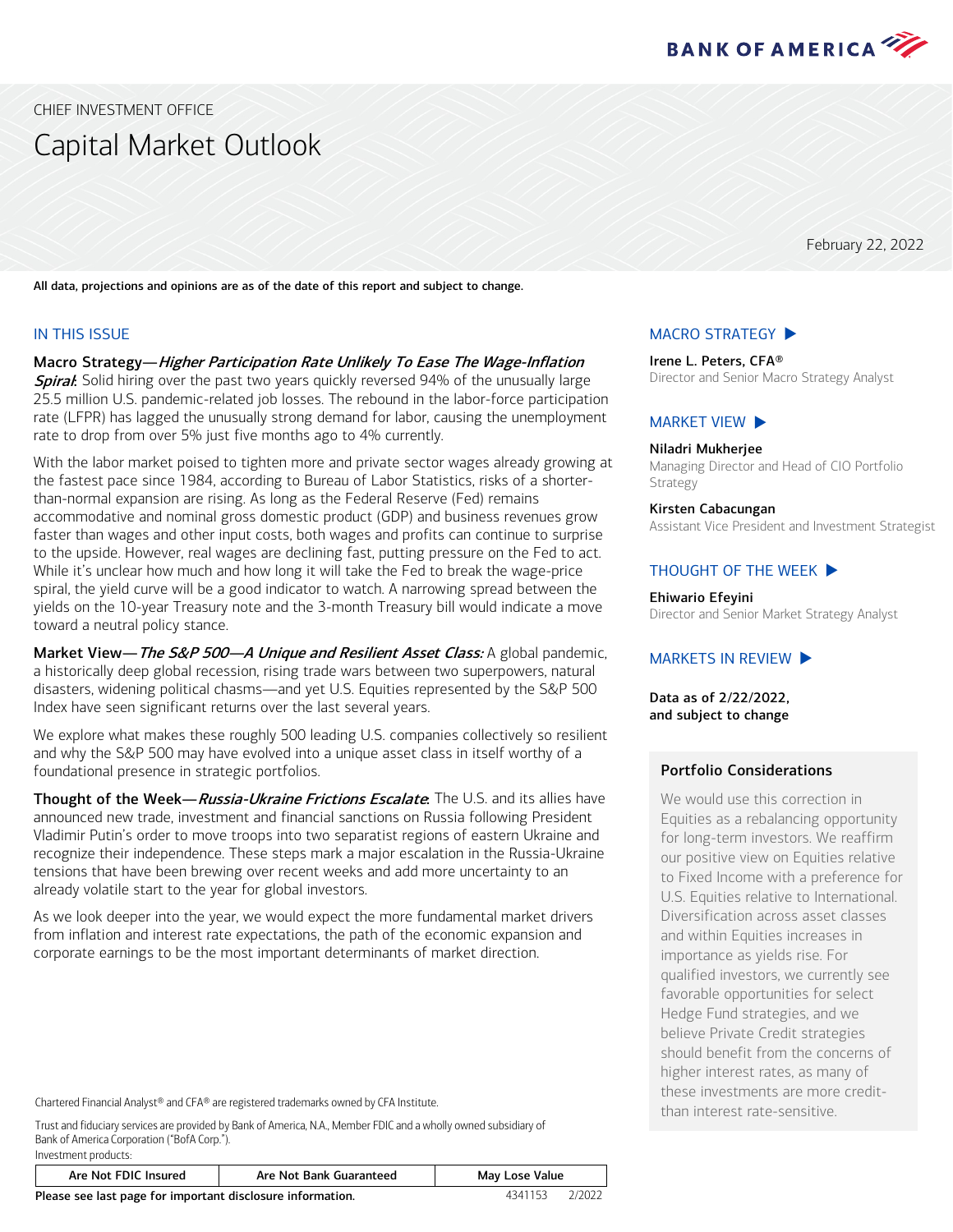# CHIEF INVESTMENT OFFICE

# Capital Market Outlook

February 22, 2022

**All data, projections and opinions are as of the date of this report and subject to change.**

## IN THIS ISSUE

**Macro Strategy—*Higher Participation Rate Unlikely To Ease The Wage-Inflation Spiral*:** Solid hiring over the past two years quickly reversed 94% of the unusually large 25.5 million U.S. pandemic-related job losses. The rebound in the labor-force participation rate (LFPR) has lagged the unusually strong demand for labor, causing the unemployment rate to drop from over 5% just five months ago to 4% currently.

With the labor market poised to tighten more and private sector wages already growing at the fastest pace since 1984, according to Bureau of Labor Statistics, risks of a shorter-than-normal expansion are rising. As long as the Federal Reserve (Fed) remains accommodative and nominal gross domestic product (GDP) and business revenues grow faster than wages and other input costs, both wages and profits can continue to surprise to the upside. However, real wages are declining fast, putting pressure on the Fed to act. While it's unclear how much and how long it will take the Fed to break the wage-price spiral, the yield curve will be a good indicator to watch. A narrowing spread between the yields on the 10-year Treasury note and the 3-month Treasury bill would indicate a move toward a neutral policy stance.

**Market View—*The S&P 500—A Unique and Resilient Asset Class:*** A global pandemic, a historically deep global recession, rising trade wars between two superpowers, natural disasters, widening political chasms—and yet U.S. Equities represented by the S&P 500 Index have seen significant returns over the last several years.

We explore what makes these roughly 500 leading U.S. companies collectively so resilient and why the S&P 500 may have evolved into a unique asset class in itself worthy of a foundational presence in strategic portfolios.

**Thought of the Week—*Russia-Ukraine Frictions Escalate*:** The U.S. and its allies have announced new trade, investment and financial sanctions on Russia following President Vladimir Putin's order to move troops into two separatist regions of eastern Ukraine and recognize their independence. These steps mark a major escalation in the Russia-Ukraine tensions that have been brewing over recent weeks and add more uncertainty to an already volatile start to the year for global investors.

As we look deeper into the year, we would expect the more fundamental market drivers from inflation and interest rate expectations, the path of the economic expansion and corporate earnings to be the most important determinants of market direction.

## MACRO STRATEGY ▶

**Irene L. Peters, CFA®**
Director and Senior Macro Strategy Analyst

## MARKET VIEW ▶

**Niladri Mukherjee**
Managing Director and Head of CIO Portfolio Strategy

**Kirsten Cabacungan**
Assistant Vice President and Investment Strategist

## THOUGHT OF THE WEEK ▶

**Ehiwario Efeyini**
Director and Senior Market Strategy Analyst

## MARKETS IN REVIEW ▶

**Data as of 2/22/2022, and subject to change**

### Portfolio Considerations

We would use this correction in Equities as a rebalancing opportunity for long-term investors. We reaffirm our positive view on Equities relative to Fixed Income with a preference for U.S. Equities relative to International. Diversification across asset classes and within Equities increases in importance as yields rise. For qualified investors, we currently see favorable opportunities for select Hedge Fund strategies, and we believe Private Credit strategies should benefit from the concerns of higher interest rates, as many of these investments are more credit- than interest rate-sensitive.

Chartered Financial Analyst® and CFA® are registered trademarks owned by CFA Institute.

Trust and fiduciary services are provided by Bank of America, N.A., Member FDIC and a wholly owned subsidiary of Bank of America Corporation ("BofA Corp.").
Investment products:

| Are Not FDIC Insured | Are Not Bank Guaranteed | May Lose Value |
|---|---|---|

**Please see last page for important disclosure information.** 4341153 2/2022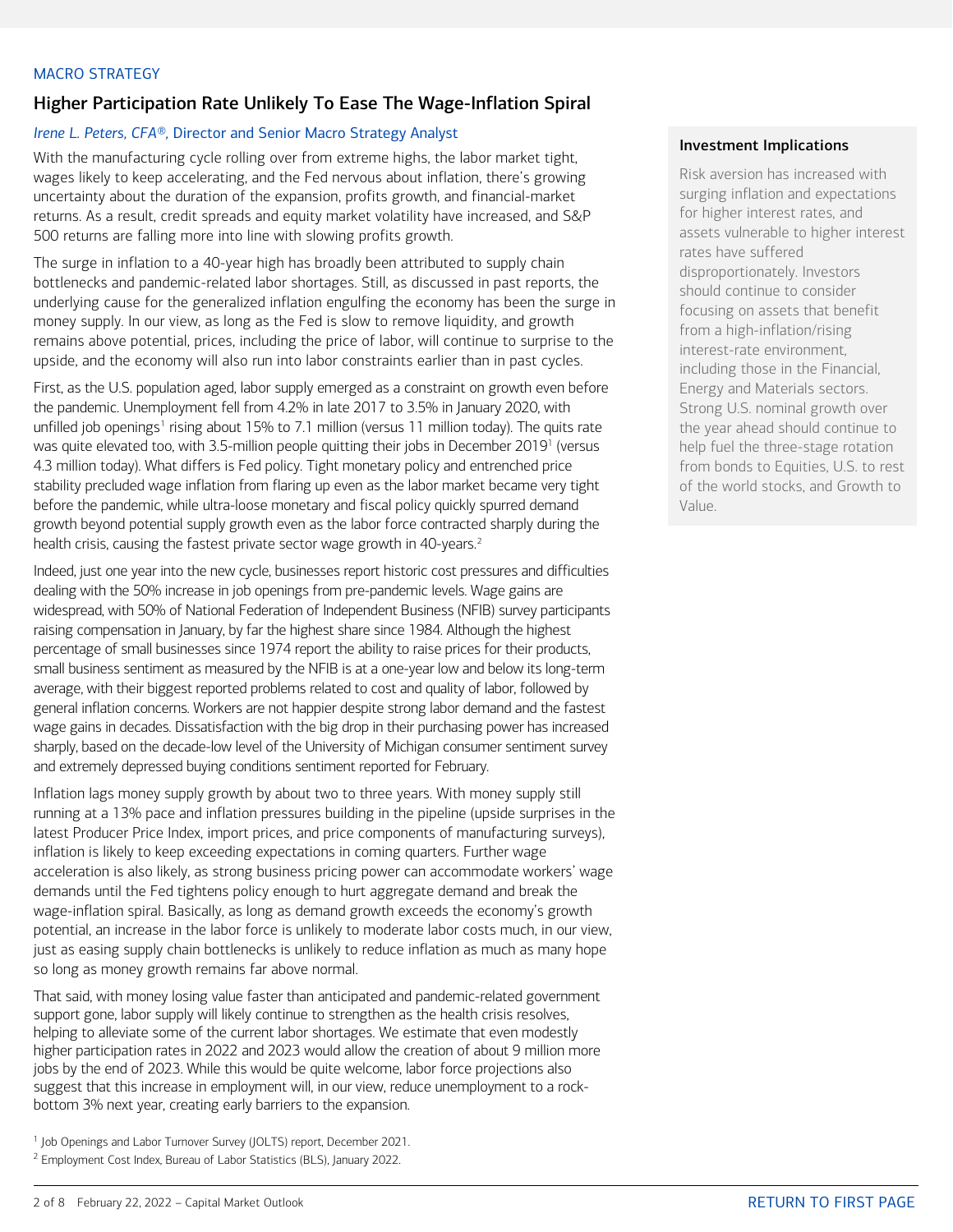MACRO STRATEGY

## Higher Participation Rate Unlikely To Ease The Wage-Inflation Spiral

*Irene L. Peters, CFA®*, Director and Senior Macro Strategy Analyst

With the manufacturing cycle rolling over from extreme highs, the labor market tight, wages likely to keep accelerating, and the Fed nervous about inflation, there's growing uncertainty about the duration of the expansion, profits growth, and financial-market returns. As a result, credit spreads and equity market volatility have increased, and S&P 500 returns are falling more into line with slowing profits growth.

The surge in inflation to a 40-year high has broadly been attributed to supply chain bottlenecks and pandemic-related labor shortages. Still, as discussed in past reports, the underlying cause for the generalized inflation engulfing the economy has been the surge in money supply. In our view, as long as the Fed is slow to remove liquidity, and growth remains above potential, prices, including the price of labor, will continue to surprise to the upside, and the economy will also run into labor constraints earlier than in past cycles.

First, as the U.S. population aged, labor supply emerged as a constraint on growth even before the pandemic. Unemployment fell from 4.2% in late 2017 to 3.5% in January 2020, with unfilled job openings[1] rising about 15% to 7.1 million (versus 11 million today). The quits rate was quite elevated too, with 3.5-million people quitting their jobs in December 2019[1] (versus 4.3 million today). What differs is Fed policy. Tight monetary policy and entrenched price stability precluded wage inflation from flaring up even as the labor market became very tight before the pandemic, while ultra-loose monetary and fiscal policy quickly spurred demand growth beyond potential supply growth even as the labor force contracted sharply during the health crisis, causing the fastest private sector wage growth in 40-years.[2]

Indeed, just one year into the new cycle, businesses report historic cost pressures and difficulties dealing with the 50% increase in job openings from pre-pandemic levels. Wage gains are widespread, with 50% of National Federation of Independent Business (NFIB) survey participants raising compensation in January, by far the highest share since 1984. Although the highest percentage of small businesses since 1974 report the ability to raise prices for their products, small business sentiment as measured by the NFIB is at a one-year low and below its long-term average, with their biggest reported problems related to cost and quality of labor, followed by general inflation concerns. Workers are not happier despite strong labor demand and the fastest wage gains in decades. Dissatisfaction with the big drop in their purchasing power has increased sharply, based on the decade-low level of the University of Michigan consumer sentiment survey and extremely depressed buying conditions sentiment reported for February.

Inflation lags money supply growth by about two to three years. With money supply still running at a 13% pace and inflation pressures building in the pipeline (upside surprises in the latest Producer Price Index, import prices, and price components of manufacturing surveys), inflation is likely to keep exceeding expectations in coming quarters. Further wage acceleration is also likely, as strong business pricing power can accommodate workers' wage demands until the Fed tightens policy enough to hurt aggregate demand and break the wage-inflation spiral. Basically, as long as demand growth exceeds the economy's growth potential, an increase in the labor force is unlikely to moderate labor costs much, in our view, just as easing supply chain bottlenecks is unlikely to reduce inflation as much as many hope so long as money growth remains far above normal.

That said, with money losing value faster than anticipated and pandemic-related government support gone, labor supply will likely continue to strengthen as the health crisis resolves, helping to alleviate some of the current labor shortages. We estimate that even modestly higher participation rates in 2022 and 2023 would allow the creation of about 9 million more jobs by the end of 2023. While this would be quite welcome, labor force projections also suggest that this increase in employment will, in our view, reduce unemployment to a rock-bottom 3% next year, creating early barriers to the expansion.

[1] Job Openings and Labor Turnover Survey (JOLTS) report, December 2021.

[2] Employment Cost Index, Bureau of Labor Statistics (BLS), January 2022.

**Investment Implications**

Risk aversion has increased with surging inflation and expectations for higher interest rates, and assets vulnerable to higher interest rates have suffered disproportionately. Investors should continue to consider focusing on assets that benefit from a high-inflation/rising interest-rate environment, including those in the Financial, Energy and Materials sectors. Strong U.S. nominal growth over the year ahead should continue to help fuel the three-stage rotation from bonds to Equities, U.S. to rest of the world stocks, and Growth to Value.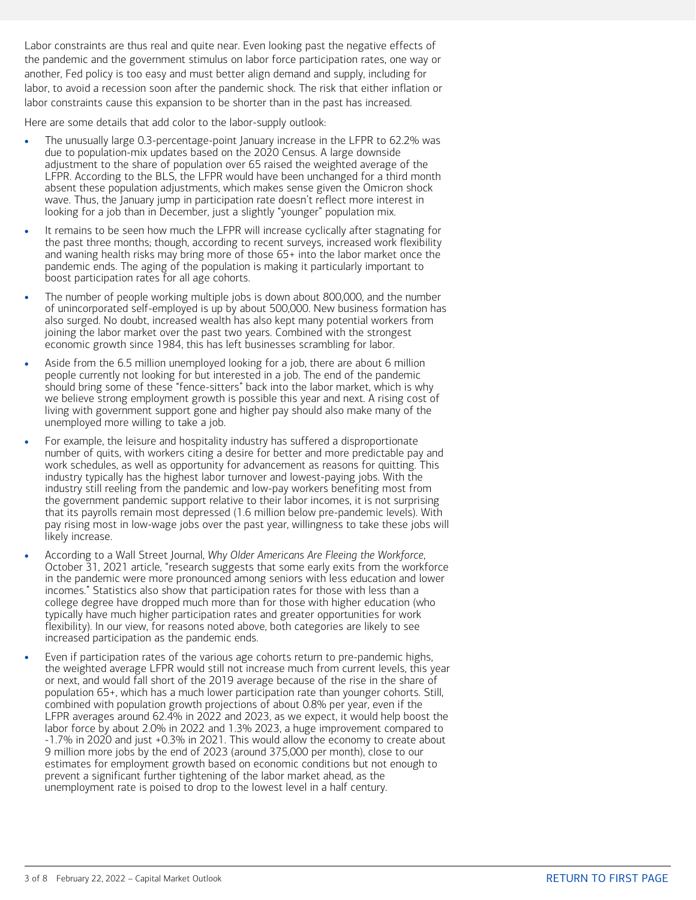Labor constraints are thus real and quite near. Even looking past the negative effects of the pandemic and the government stimulus on labor force participation rates, one way or another, Fed policy is too easy and must better align demand and supply, including for labor, to avoid a recession soon after the pandemic shock. The risk that either inflation or labor constraints cause this expansion to be shorter than in the past has increased.

Here are some details that add color to the labor-supply outlook:

- The unusually large 0.3-percentage-point January increase in the LFPR to 62.2% was due to population-mix updates based on the 2020 Census. A large downside adjustment to the share of population over 65 raised the weighted average of the LFPR. According to the BLS, the LFPR would have been unchanged for a third month absent these population adjustments, which makes sense given the Omicron shock wave. Thus, the January jump in participation rate doesn't reflect more interest in looking for a job than in December, just a slightly "younger" population mix.
- It remains to be seen how much the LFPR will increase cyclically after stagnating for the past three months; though, according to recent surveys, increased work flexibility and waning health risks may bring more of those 65+ into the labor market once the pandemic ends. The aging of the population is making it particularly important to boost participation rates for all age cohorts.
- The number of people working multiple jobs is down about 800,000, and the number of unincorporated self-employed is up by about 500,000. New business formation has also surged. No doubt, increased wealth has also kept many potential workers from joining the labor market over the past two years. Combined with the strongest economic growth since 1984, this has left businesses scrambling for labor.
- Aside from the 6.5 million unemployed looking for a job, there are about 6 million people currently not looking for but interested in a job. The end of the pandemic should bring some of these "fence-sitters" back into the labor market, which is why we believe strong employment growth is possible this year and next. A rising cost of living with government support gone and higher pay should also make many of the unemployed more willing to take a job.
- For example, the leisure and hospitality industry has suffered a disproportionate number of quits, with workers citing a desire for better and more predictable pay and work schedules, as well as opportunity for advancement as reasons for quitting. This industry typically has the highest labor turnover and lowest-paying jobs. With the industry still reeling from the pandemic and low-pay workers benefiting most from the government pandemic support relative to their labor incomes, it is not surprising that its payrolls remain most depressed (1.6 million below pre-pandemic levels). With pay rising most in low-wage jobs over the past year, willingness to take these jobs will likely increase.
- According to a Wall Street Journal, *Why Older Americans Are Fleeing the Workforce*, October 31, 2021 article, "research suggests that some early exits from the workforce in the pandemic were more pronounced among seniors with less education and lower incomes." Statistics also show that participation rates for those with less than a college degree have dropped much more than for those with higher education (who typically have much higher participation rates and greater opportunities for work flexibility). In our view, for reasons noted above, both categories are likely to see increased participation as the pandemic ends.
- Even if participation rates of the various age cohorts return to pre-pandemic highs, the weighted average LFPR would still not increase much from current levels, this year or next, and would fall short of the 2019 average because of the rise in the share of population 65+, which has a much lower participation rate than younger cohorts. Still, combined with population growth projections of about 0.8% per year, even if the LFPR averages around 62.4% in 2022 and 2023, as we expect, it would help boost the labor force by about 2.0% in 2022 and 1.3% 2023, a huge improvement compared to -1.7% in 2020 and just +0.3% in 2021. This would allow the economy to create about 9 million more jobs by the end of 2023 (around 375,000 per month), close to our estimates for employment growth based on economic conditions but not enough to prevent a significant further tightening of the labor market ahead, as the unemployment rate is poised to drop to the lowest level in a half century.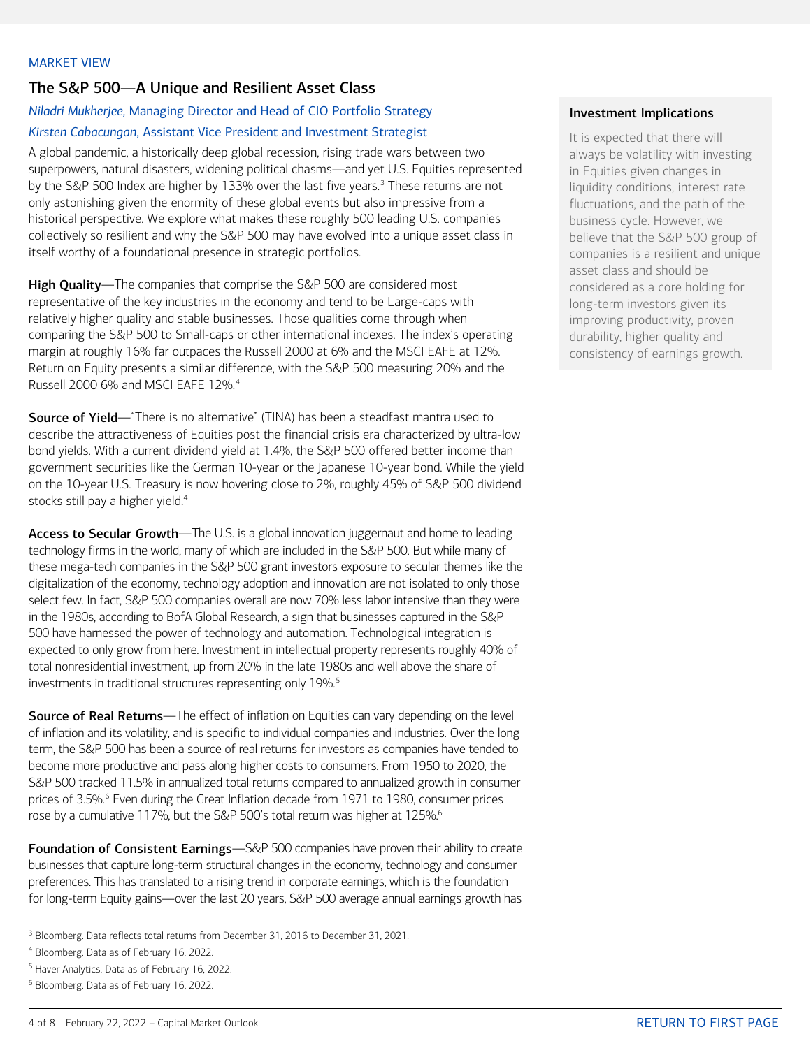MARKET VIEW

## The S&P 500—A Unique and Resilient Asset Class

*Niladri Mukherjee*, Managing Director and Head of CIO Portfolio Strategy

*Kirsten Cabacungan*, Assistant Vice President and Investment Strategist

A global pandemic, a historically deep global recession, rising trade wars between two superpowers, natural disasters, widening political chasms—and yet U.S. Equities represented by the S&P 500 Index are higher by 133% over the last five years.[3] These returns are not only astonishing given the enormity of these global events but also impressive from a historical perspective. We explore what makes these roughly 500 leading U.S. companies collectively so resilient and why the S&P 500 may have evolved into a unique asset class in itself worthy of a foundational presence in strategic portfolios.

**High Quality**—The companies that comprise the S&P 500 are considered most representative of the key industries in the economy and tend to be Large-caps with relatively higher quality and stable businesses. Those qualities come through when comparing the S&P 500 to Small-caps or other international indexes. The index's operating margin at roughly 16% far outpaces the Russell 2000 at 6% and the MSCI EAFE at 12%. Return on Equity presents a similar difference, with the S&P 500 measuring 20% and the Russell 2000 6% and MSCI EAFE 12%.[4]

**Source of Yield**—"There is no alternative" (TINA) has been a steadfast mantra used to describe the attractiveness of Equities post the financial crisis era characterized by ultra-low bond yields. With a current dividend yield at 1.4%, the S&P 500 offered better income than government securities like the German 10-year or the Japanese 10-year bond. While the yield on the 10-year U.S. Treasury is now hovering close to 2%, roughly 45% of S&P 500 dividend stocks still pay a higher yield.[4]

**Access to Secular Growth**—The U.S. is a global innovation juggernaut and home to leading technology firms in the world, many of which are included in the S&P 500. But while many of these mega-tech companies in the S&P 500 grant investors exposure to secular themes like the digitalization of the economy, technology adoption and innovation are not isolated to only those select few. In fact, S&P 500 companies overall are now 70% less labor intensive than they were in the 1980s, according to BofA Global Research, a sign that businesses captured in the S&P 500 have harnessed the power of technology and automation. Technological integration is expected to only grow from here. Investment in intellectual property represents roughly 40% of total nonresidential investment, up from 20% in the late 1980s and well above the share of investments in traditional structures representing only 19%.[5]

**Source of Real Returns**—The effect of inflation on Equities can vary depending on the level of inflation and its volatility, and is specific to individual companies and industries. Over the long term, the S&P 500 has been a source of real returns for investors as companies have tended to become more productive and pass along higher costs to consumers. From 1950 to 2020, the S&P 500 tracked 11.5% in annualized total returns compared to annualized growth in consumer prices of 3.5%.[6] Even during the Great Inflation decade from 1971 to 1980, consumer prices rose by a cumulative 117%, but the S&P 500's total return was higher at 125%.[6]

**Foundation of Consistent Earnings**—S&P 500 companies have proven their ability to create businesses that capture long-term structural changes in the economy, technology and consumer preferences. This has translated to a rising trend in corporate earnings, which is the foundation for long-term Equity gains—over the last 20 years, S&P 500 average annual earnings growth has

### Investment Implications

It is expected that there will always be volatility with investing in Equities given changes in liquidity conditions, interest rate fluctuations, and the path of the business cycle. However, we believe that the S&P 500 group of companies is a resilient and unique asset class and should be considered as a core holding for long-term investors given its improving productivity, proven durability, higher quality and consistency of earnings growth.

---

[3] Bloomberg. Data reflects total returns from December 31, 2016 to December 31, 2021.

[4] Bloomberg. Data as of February 16, 2022.

[5] Haver Analytics. Data as of February 16, 2022.

[6] Bloomberg. Data as of February 16, 2022.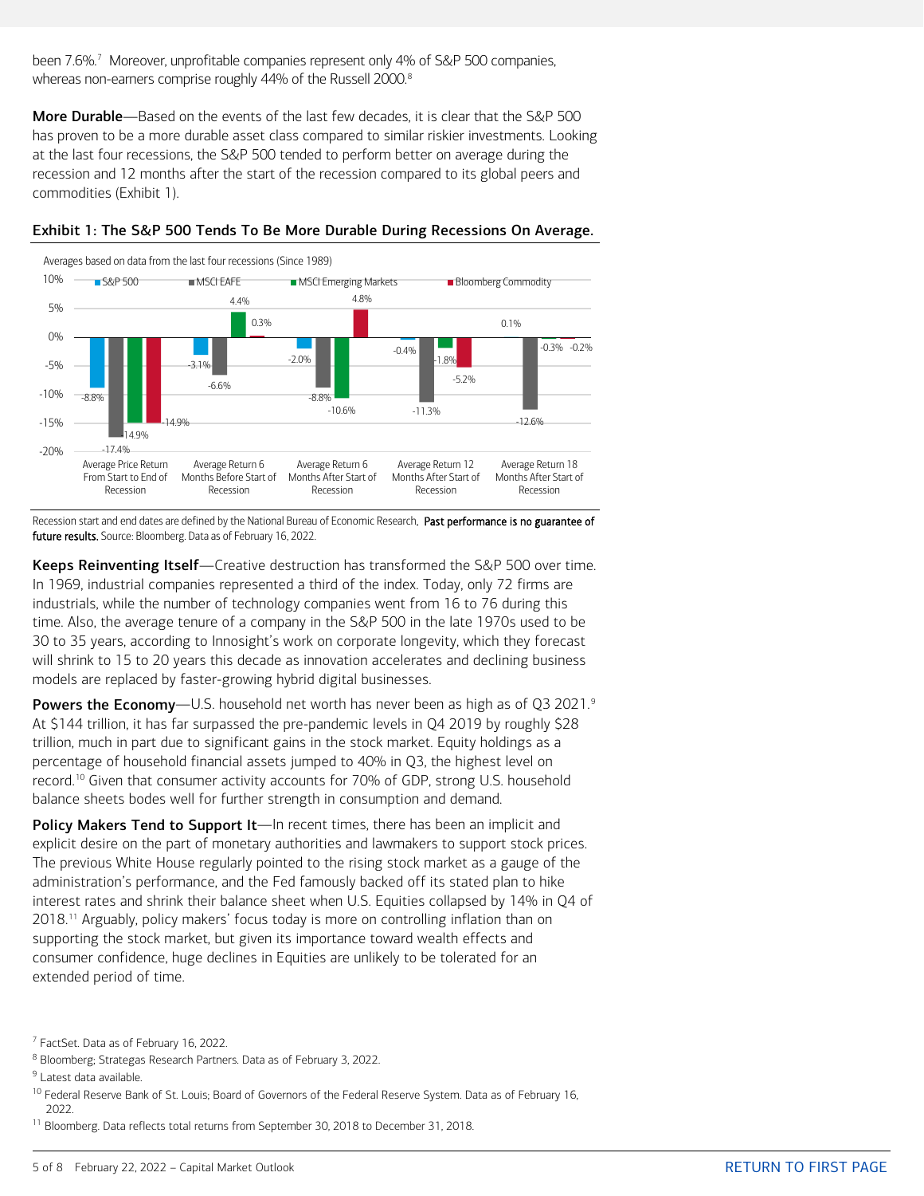been 7.6%.[7] Moreover, unprofitable companies represent only 4% of S&P 500 companies, whereas non-earners comprise roughly 44% of the Russell 2000.[8]

**More Durable**—Based on the events of the last few decades, it is clear that the S&P 500 has proven to be a more durable asset class compared to similar riskier investments. Looking at the last four recessions, the S&P 500 tended to perform better on average during the recession and 12 months after the start of the recession compared to its global peers and commodities (Exhibit 1).

**Exhibit 1: The S&P 500 Tends To Be More Durable During Recessions On Average.**

Averages based on data from the last four recessions (Since 1989)

| | S&P 500 | MSCI EAFE | MSCI Emerging Markets | Bloomberg Commodity |
|---|---|---|---|---|
| Average Price Return From Start to End of Recession | -8.8% | -17.4% | -14.9% | -14.9% |
| Average Return 6 Months Before Start of Recession | -3.1% | -6.6% | 4.4% | 0.3% |
| Average Return 6 Months After Start of Recession | -2.0% | -8.8% | -10.6% | 4.8% |
| Average Return 12 Months After Start of Recession | -0.4% | -11.3% | -1.8% | -5.2% |
| Average Return 18 Months After Start of Recession | 0.1% | -12.6% | -0.3% | -0.2% |

Recession start and end dates are defined by the National Bureau of Economic Research. **Past performance is no guarantee of future results.** Source: Bloomberg. Data as of February 16, 2022.

**Keeps Reinventing Itself**—Creative destruction has transformed the S&P 500 over time. In 1969, industrial companies represented a third of the index. Today, only 72 firms are industrials, while the number of technology companies went from 16 to 76 during this time. Also, the average tenure of a company in the S&P 500 in the late 1970s used to be 30 to 35 years, according to Innosight's work on corporate longevity, which they forecast will shrink to 15 to 20 years this decade as innovation accelerates and declining business models are replaced by faster-growing hybrid digital businesses.

**Powers the Economy**—U.S. household net worth has never been as high as of Q3 2021.[9] At $144 trillion, it has far surpassed the pre-pandemic levels in Q4 2019 by roughly $28 trillion, much in part due to significant gains in the stock market. Equity holdings as a percentage of household financial assets jumped to 40% in Q3, the highest level on record.[10] Given that consumer activity accounts for 70% of GDP, strong U.S. household balance sheets bodes well for further strength in consumption and demand.

**Policy Makers Tend to Support It**—In recent times, there has been an implicit and explicit desire on the part of monetary authorities and lawmakers to support stock prices. The previous White House regularly pointed to the rising stock market as a gauge of the administration's performance, and the Fed famously backed off its stated plan to hike interest rates and shrink their balance sheet when U.S. Equities collapsed by 14% in Q4 of 2018.[11] Arguably, policy makers' focus today is more on controlling inflation than on supporting the stock market, but given its importance toward wealth effects and consumer confidence, huge declines in Equities are unlikely to be tolerated for an extended period of time.

[7] FactSet. Data as of February 16, 2022.

[8] Bloomberg; Strategas Research Partners. Data as of February 3, 2022.

[9] Latest data available.

[10] Federal Reserve Bank of St. Louis; Board of Governors of the Federal Reserve System. Data as of February 16, 2022.

[11] Bloomberg. Data reflects total returns from September 30, 2018 to December 31, 2018.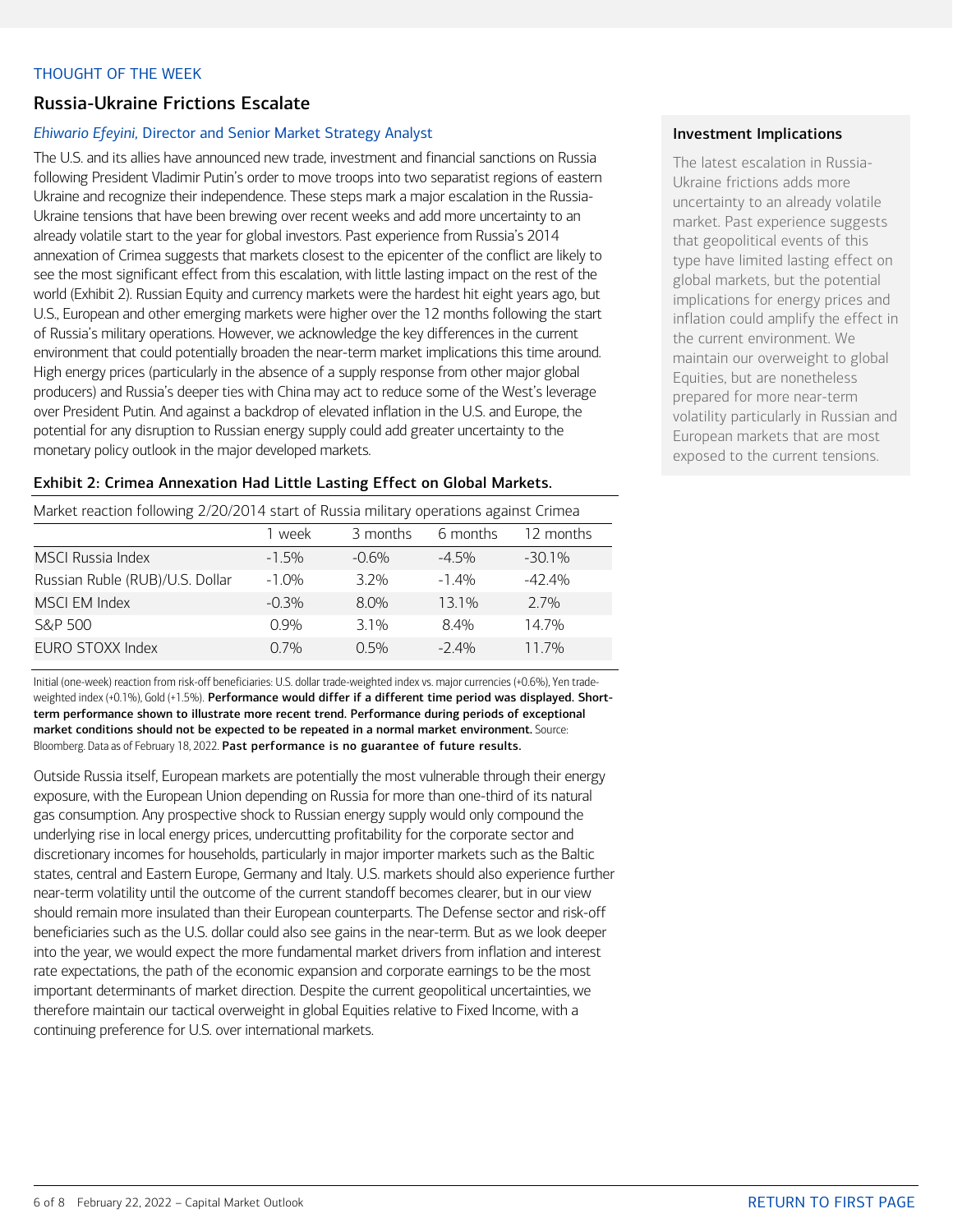THOUGHT OF THE WEEK

## Russia-Ukraine Frictions Escalate

*Ehiwario Efeyini*, Director and Senior Market Strategy Analyst

The U.S. and its allies have announced new trade, investment and financial sanctions on Russia following President Vladimir Putin's order to move troops into two separatist regions of eastern Ukraine and recognize their independence. These steps mark a major escalation in the Russia-Ukraine tensions that have been brewing over recent weeks and add more uncertainty to an already volatile start to the year for global investors. Past experience from Russia's 2014 annexation of Crimea suggests that markets closest to the epicenter of the conflict are likely to see the most significant effect from this escalation, with little lasting impact on the rest of the world (Exhibit 2). Russian Equity and currency markets were the hardest hit eight years ago, but U.S., European and other emerging markets were higher over the 12 months following the start of Russia's military operations. However, we acknowledge the key differences in the current environment that could potentially broaden the near-term market implications this time around. High energy prices (particularly in the absence of a supply response from other major global producers) and Russia's deeper ties with China may act to reduce some of the West's leverage over President Putin. And against a backdrop of elevated inflation in the U.S. and Europe, the potential for any disruption to Russian energy supply could add greater uncertainty to the monetary policy outlook in the major developed markets.

### Exhibit 2: Crimea Annexation Had Little Lasting Effect on Global Markets.

Market reaction following 2/20/2014 start of Russia military operations against Crimea

| | 1 week | 3 months | 6 months | 12 months |
|---|---|---|---|---|
| MSCI Russia Index | -1.5% | -0.6% | -4.5% | -30.1% |
| Russian Ruble (RUB)/U.S. Dollar | -1.0% | 3.2% | -1.4% | -42.4% |
| MSCI EM Index | -0.3% | 8.0% | 13.1% | 2.7% |
| S&P 500 | 0.9% | 3.1% | 8.4% | 14.7% |
| EURO STOXX Index | 0.7% | 0.5% | -2.4% | 11.7% |

Initial (one-week) reaction from risk-off beneficiaries: U.S. dollar trade-weighted index vs. major currencies (+0.6%), Yen trade-weighted index (+0.1%), Gold (+1.5%). **Performance would differ if a different time period was displayed. Short-term performance shown to illustrate more recent trend. Performance during periods of exceptional market conditions should not be expected to be repeated in a normal market environment.** Source: Bloomberg. Data as of February 18, 2022. **Past performance is no guarantee of future results.**

Outside Russia itself, European markets are potentially the most vulnerable through their energy exposure, with the European Union depending on Russia for more than one-third of its natural gas consumption. Any prospective shock to Russian energy supply would only compound the underlying rise in local energy prices, undercutting profitability for the corporate sector and discretionary incomes for households, particularly in major importer markets such as the Baltic states, central and Eastern Europe, Germany and Italy. U.S. markets should also experience further near-term volatility until the outcome of the current standoff becomes clearer, but in our view should remain more insulated than their European counterparts. The Defense sector and risk-off beneficiaries such as the U.S. dollar could also see gains in the near-term. But as we look deeper into the year, we would expect the more fundamental market drivers from inflation and interest rate expectations, the path of the economic expansion and corporate earnings to be the most important determinants of market direction. Despite the current geopolitical uncertainties, we therefore maintain our tactical overweight in global Equities relative to Fixed Income, with a continuing preference for U.S. over international markets.

### Investment Implications

The latest escalation in Russia-Ukraine frictions adds more uncertainty to an already volatile market. Past experience suggests that geopolitical events of this type have limited lasting effect on global markets, but the potential implications for energy prices and inflation could amplify the effect in the current environment. We maintain our overweight to global Equities, but are nonetheless prepared for more near-term volatility particularly in Russian and European markets that are most exposed to the current tensions.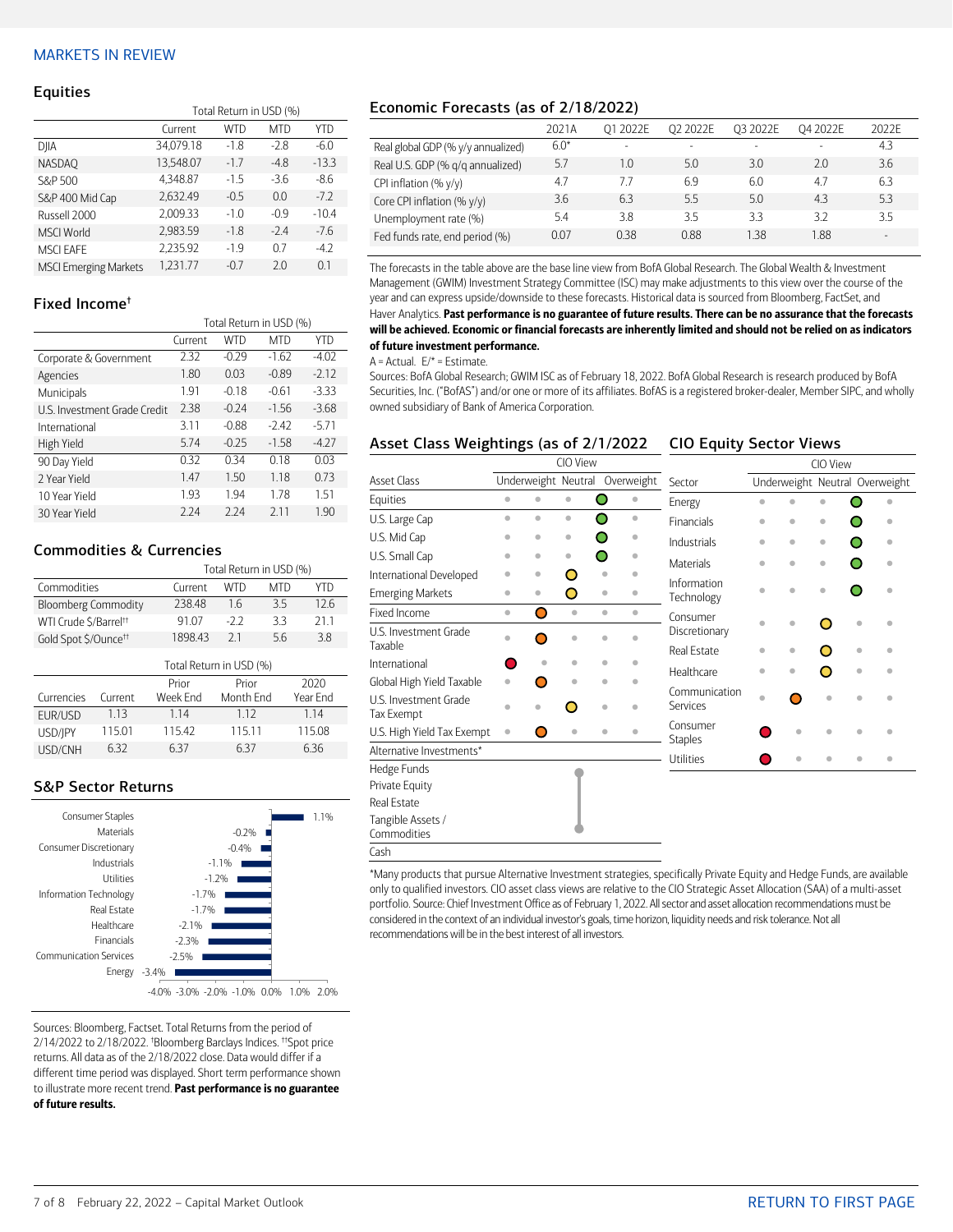# MARKETS IN REVIEW

## Equities

| | | Total Return in USD (%) | | |
|---|---|---|---|---|
| | Current | WTD | MTD | YTD |
| DJIA | 34,079.18 | -1.8 | -2.8 | -6.0 |
| NASDAQ | 13,548.07 | -1.7 | -4.8 | -13.3 |
| S&P 500 | 4,348.87 | -1.5 | -3.6 | -8.6 |
| S&P 400 Mid Cap | 2,632.49 | -0.5 | 0.0 | -7.2 |
| Russell 2000 | 2,009.33 | -1.0 | -0.9 | -10.4 |
| MSCI World | 2,983.59 | -1.8 | -2.4 | -7.6 |
| MSCI EAFE | 2,235.92 | -1.9 | 0.7 | -4.2 |
| MSCI Emerging Markets | 1,231.77 | -0.7 | 2.0 | 0.1 |

## Fixed Income†

| | | Total Return in USD (%) | | |
|---|---|---|---|---|
| | Current | WTD | MTD | YTD |
| Corporate & Government | 2.32 | -0.29 | -1.62 | -4.02 |
| Agencies | 1.80 | 0.03 | -0.89 | -2.12 |
| Municipals | 1.91 | -0.18 | -0.61 | -3.33 |
| U.S. Investment Grade Credit | 2.38 | -0.24 | -1.56 | -3.68 |
| International | 3.11 | -0.88 | -2.42 | -5.71 |
| High Yield | 5.74 | -0.25 | -1.58 | -4.27 |
| 90 Day Yield | 0.32 | 0.34 | 0.18 | 0.03 |
| 2 Year Yield | 1.47 | 1.50 | 1.18 | 0.73 |
| 10 Year Yield | 1.93 | 1.94 | 1.78 | 1.51 |
| 30 Year Yield | 2.24 | 2.24 | 2.11 | 1.90 |

## Commodities & Currencies

| | | Total Return in USD (%) | | |
|---|---|---|---|---|
| Commodities | Current | WTD | MTD | YTD |
| Bloomberg Commodity | 238.48 | 1.6 | 3.5 | 12.6 |
| WTI Crude $/Barrel†† | 91.07 | -2.2 | 3.3 | 21.1 |
| Gold Spot $/Ounce†† | 1898.43 | 2.1 | 5.6 | 3.8 |

| | | Total Return in USD (%) | | |
|---|---|---|---|---|
| Currencies | Current | Prior Week End | Prior Month End | 2020 Year End |
| EUR/USD | 1.13 | 1.14 | 1.12 | 1.14 |
| USD/JPY | 115.01 | 115.42 | 115.11 | 115.08 |
| USD/CNH | 6.32 | 6.37 | 6.37 | 6.36 |

## S&P Sector Returns

| Sector | Return |
|---|---|
| Consumer Staples | 1.1% |
| Materials | -0.2% |
| Consumer Discretionary | -0.4% |
| Industrials | -1.1% |
| Utilities | -1.2% |
| Information Technology | -1.7% |
| Real Estate | -1.7% |
| Healthcare | -2.1% |
| Financials | -2.3% |
| Communication Services | -2.5% |
| Energy | -3.4% |

Sources: Bloomberg, Factset. Total Returns from the period of 2/14/2022 to 2/18/2022. †Bloomberg Barclays Indices. ††Spot price returns. All data as of the 2/18/2022 close. Data would differ if a different time period was displayed. Short term performance shown to illustrate more recent trend. **Past performance is no guarantee of future results.**

## Economic Forecasts (as of 2/18/2022)

| | 2021A | Q1 2022E | Q2 2022E | Q3 2022E | Q4 2022E | 2022E |
|---|---|---|---|---|---|---|
| Real global GDP (% y/y annualized) | 6.0* | - | - | - | - | 4.3 |
| Real U.S. GDP (% q/q annualized) | 5.7 | 1.0 | 5.0 | 3.0 | 2.0 | 3.6 |
| CPI inflation (% y/y) | 4.7 | 7.7 | 6.9 | 6.0 | 4.7 | 6.3 |
| Core CPI inflation (% y/y) | 3.6 | 6.3 | 5.5 | 5.0 | 4.3 | 5.3 |
| Unemployment rate (%) | 5.4 | 3.8 | 3.5 | 3.3 | 3.2 | 3.5 |
| Fed funds rate, end period (%) | 0.07 | 0.38 | 0.88 | 1.38 | 1.88 | - |

The forecasts in the table above are the base line view from BofA Global Research. The Global Wealth & Investment Management (GWIM) Investment Strategy Committee (ISC) may make adjustments to this view over the course of the year and can express upside/downside to these forecasts. Historical data is sourced from Bloomberg, FactSet, and Haver Analytics. **Past performance is no guarantee of future results. There can be no assurance that the forecasts will be achieved. Economic or financial forecasts are inherently limited and should not be relied on as indicators of future investment performance.**

A = Actual. E/* = Estimate.

Sources: BofA Global Research; GWIM ISC as of February 18, 2022. BofA Global Research is research produced by BofA Securities, Inc. ("BofAS") and/or one or more of its affiliates. BofAS is a registered broker-dealer, Member SIPC, and wholly owned subsidiary of Bank of America Corporation.

## Asset Class Weightings (as of 2/1/2022

| | CIO View | | | | |
|---|---|---|---|---|---|
| Asset Class | Underweight | | Neutral | Overweight | |
| Equities | | | | ● | |
| U.S. Large Cap | | | | ● | |
| U.S. Mid Cap | | | | ● | |
| U.S. Small Cap | | | | ● | |
| International Developed | | | ● | | |
| Emerging Markets | | | ● | | |
| Fixed Income | | ● | | | |
| U.S. Investment Grade Taxable | | ● | | | |
| International | ● | | | | |
| Global High Yield Taxable | | ● | | | |
| U.S. Investment Grade Tax Exempt | | | ● | | |
| U.S. High Yield Tax Exempt | | ● | | | |
| Alternative Investments* | | | | | |
| Hedge Funds | | | ● | | |
| Private Equity | | | ● | | |
| Real Estate | | | ● | | |
| Tangible Assets / Commodities | | | ● | | |
| Cash | | | | | |

## CIO Equity Sector Views

| | CIO View | | | | |
|---|---|---|---|---|---|
| Sector | Underweight | | Neutral | Overweight | |
| Energy | | | | ● | |
| Financials | | | | ● | |
| Industrials | | | | ● | |
| Materials | | | | ● | |
| Information Technology | | | | ● | |
| Consumer Discretionary | | | ● | | |
| Real Estate | | | ● | | |
| Healthcare | | | ● | | |
| Communication Services | | ● | | | |
| Consumer Staples | ● | | | | |
| Utilities | ● | | | | |

*Many products that pursue Alternative Investment strategies, specifically Private Equity and Hedge Funds, are available only to qualified investors. CIO asset class views are relative to the CIO Strategic Asset Allocation (SAA) of a multi-asset portfolio. Source: Chief Investment Office as of February 1, 2022. All sector and asset allocation recommendations must be considered in the context of an individual investor's goals, time horizon, liquidity needs and risk tolerance. Not all recommendations will be in the best interest of all investors.

RETURN TO FIRST PAGE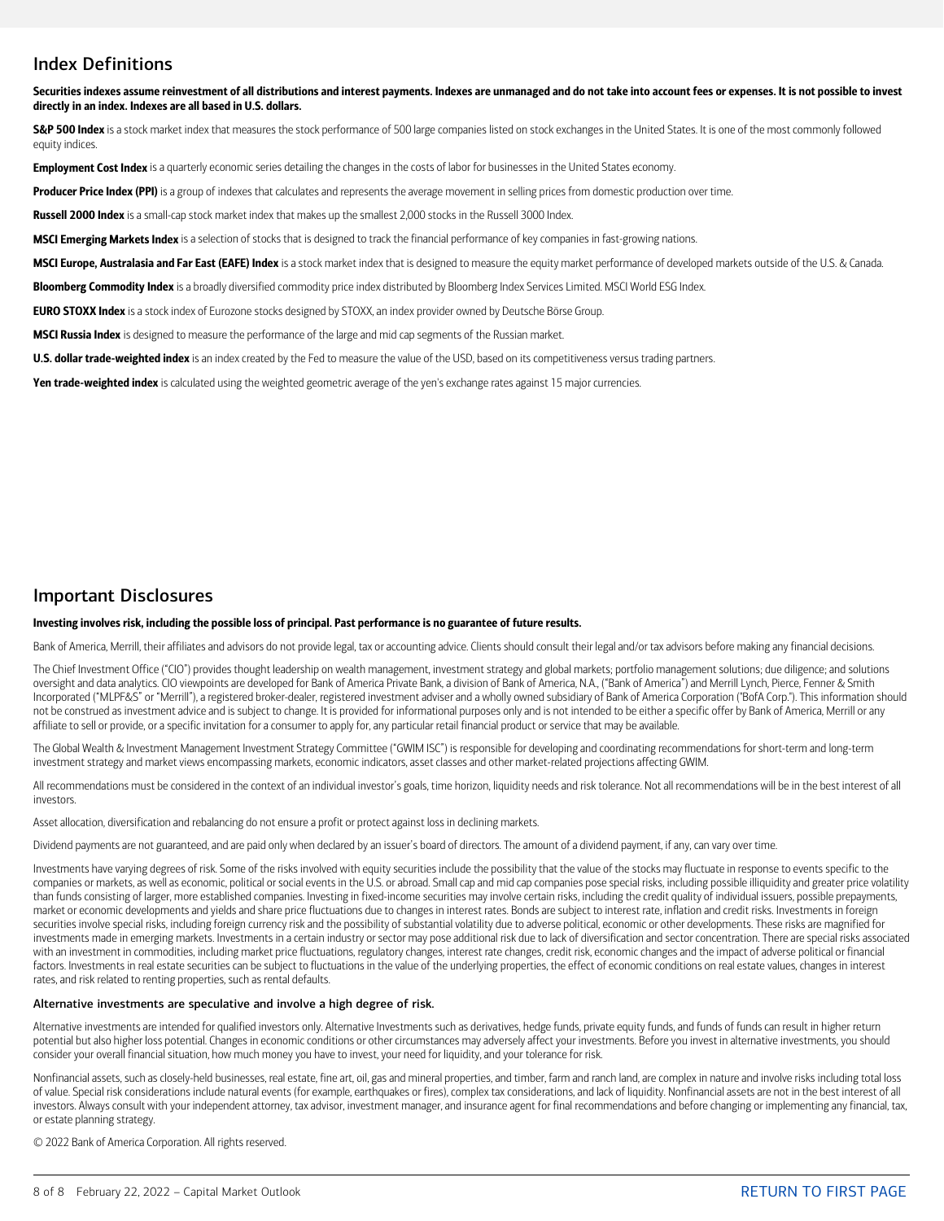## Index Definitions

**Securities indexes assume reinvestment of all distributions and interest payments. Indexes are unmanaged and do not take into account fees or expenses. It is not possible to invest directly in an index. Indexes are all based in U.S. dollars.**

**S&P 500 Index** is a stock market index that measures the stock performance of 500 large companies listed on stock exchanges in the United States. It is one of the most commonly followed equity indices.

**Employment Cost Index** is a quarterly economic series detailing the changes in the costs of labor for businesses in the United States economy.

**Producer Price Index (PPI)** is a group of indexes that calculates and represents the average movement in selling prices from domestic production over time.

**Russell 2000 Index** is a small-cap stock market index that makes up the smallest 2,000 stocks in the Russell 3000 Index.

**MSCI Emerging Markets Index** is a selection of stocks that is designed to track the financial performance of key companies in fast-growing nations.

**MSCI Europe, Australasia and Far East (EAFE) Index** is a stock market index that is designed to measure the equity market performance of developed markets outside of the U.S. & Canada.

**Bloomberg Commodity Index** is a broadly diversified commodity price index distributed by Bloomberg Index Services Limited. MSCI World ESG Index.

**EURO STOXX Index** is a stock index of Eurozone stocks designed by STOXX, an index provider owned by Deutsche Börse Group.

**MSCI Russia Index** is designed to measure the performance of the large and mid cap segments of the Russian market.

**U.S. dollar trade-weighted index** is an index created by the Fed to measure the value of the USD, based on its competitiveness versus trading partners.

**Yen trade-weighted index** is calculated using the weighted geometric average of the yen's exchange rates against 15 major currencies.

## Important Disclosures

**Investing involves risk, including the possible loss of principal. Past performance is no guarantee of future results.**

Bank of America, Merrill, their affiliates and advisors do not provide legal, tax or accounting advice. Clients should consult their legal and/or tax advisors before making any financial decisions.

The Chief Investment Office ("CIO") provides thought leadership on wealth management, investment strategy and global markets; portfolio management solutions; due diligence; and solutions oversight and data analytics. CIO viewpoints are developed for Bank of America Private Bank, a division of Bank of America, N.A., ("Bank of America") and Merrill Lynch, Pierce, Fenner & Smith Incorporated ("MLPF&S" or "Merrill"), a registered broker-dealer, registered investment adviser and a wholly owned subsidiary of Bank of America Corporation ("BofA Corp."). This information should not be construed as investment advice and is subject to change. It is provided for informational purposes only and is not intended to be either a specific offer by Bank of America, Merrill or any affiliate to sell or provide, or a specific invitation for a consumer to apply for, any particular retail financial product or service that may be available.

The Global Wealth & Investment Management Investment Strategy Committee ("GWIM ISC") is responsible for developing and coordinating recommendations for short-term and long-term investment strategy and market views encompassing markets, economic indicators, asset classes and other market-related projections affecting GWIM.

All recommendations must be considered in the context of an individual investor's goals, time horizon, liquidity needs and risk tolerance. Not all recommendations will be in the best interest of all investors.

Asset allocation, diversification and rebalancing do not ensure a profit or protect against loss in declining markets.

Dividend payments are not guaranteed, and are paid only when declared by an issuer's board of directors. The amount of a dividend payment, if any, can vary over time.

Investments have varying degrees of risk. Some of the risks involved with equity securities include the possibility that the value of the stocks may fluctuate in response to events specific to the companies or markets, as well as economic, political or social events in the U.S. or abroad. Small cap and mid cap companies pose special risks, including possible illiquidity and greater price volatility than funds consisting of larger, more established companies. Investing in fixed-income securities may involve certain risks, including the credit quality of individual issuers, possible prepayments, market or economic developments and yields and share price fluctuations due to changes in interest rates. Bonds are subject to interest rate, inflation and credit risks. Investments in foreign securities involve special risks, including foreign currency risk and the possibility of substantial volatility due to adverse political, economic or other developments. These risks are magnified for investments made in emerging markets. Investments in a certain industry or sector may pose additional risk due to lack of diversification and sector concentration. There are special risks associated with an investment in commodities, including market price fluctuations, regulatory changes, interest rate changes, credit risk, economic changes and the impact of adverse political or financial factors. Investments in real estate securities can be subject to fluctuations in the value of the underlying properties, the effect of economic conditions on real estate values, changes in interest rates, and risk related to renting properties, such as rental defaults.

**Alternative investments are speculative and involve a high degree of risk.**

Alternative investments are intended for qualified investors only. Alternative Investments such as derivatives, hedge funds, private equity funds, and funds of funds can result in higher return potential but also higher loss potential. Changes in economic conditions or other circumstances may adversely affect your investments. Before you invest in alternative investments, you should consider your overall financial situation, how much money you have to invest, your need for liquidity, and your tolerance for risk.

Nonfinancial assets, such as closely-held businesses, real estate, fine art, oil, gas and mineral properties, and timber, farm and ranch land, are complex in nature and involve risks including total loss of value. Special risk considerations include natural events (for example, earthquakes or fires), complex tax considerations, and lack of liquidity. Nonfinancial assets are not in the best interest of all investors. Always consult with your independent attorney, tax advisor, investment manager, and insurance agent for final recommendations and before changing or implementing any financial, tax, or estate planning strategy.

© 2022 Bank of America Corporation. All rights reserved.

RETURN TO FIRST PAGE